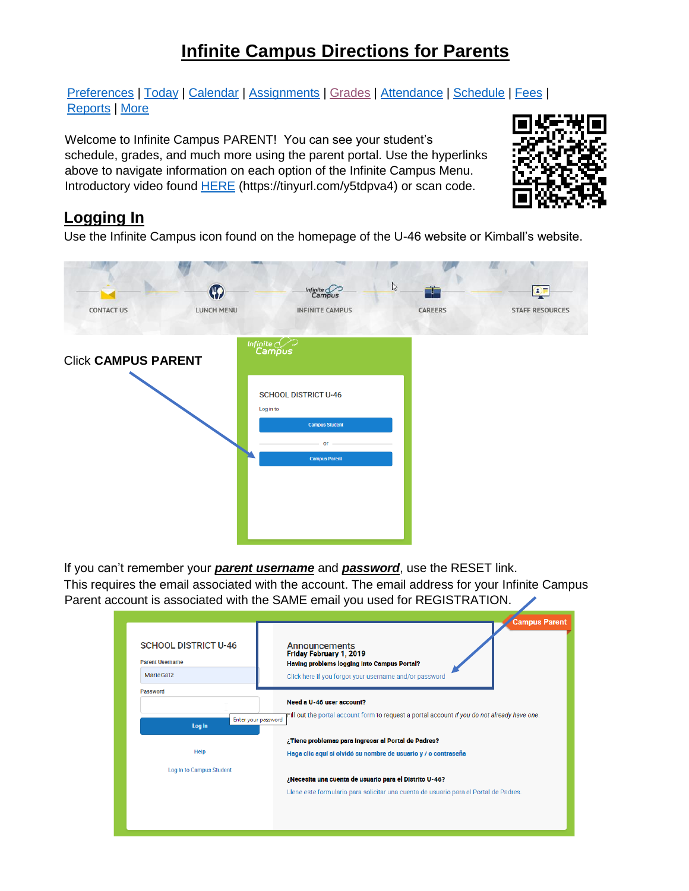# Infinite Campus Directions for Parents

Preferences | Today | Calendar | Assignments | Grades | Attendance | Schedule | Fees | Reports | More

Welcome to Infinite Campus PARENT! You can see your student's schedule, grades, and much more using the parent portal. Use the hyperlinks above to navigate information on each option of the Infinite Campus Menu. Introductory video found HERE (https://tinyurl.com/y5tdpva4) or scan code.

## Logging In

Use the Infinite Campus icon found on the homepage of the U-46 website or Kimball's website.

Click **CAMPUS PARENT**

If you can't remember your ***parent username*** and ***password***, use the RESET link. This requires the email associated with the account. The email address for your Infinite Campus Parent account is associated with the SAME email you used for REGISTRATION.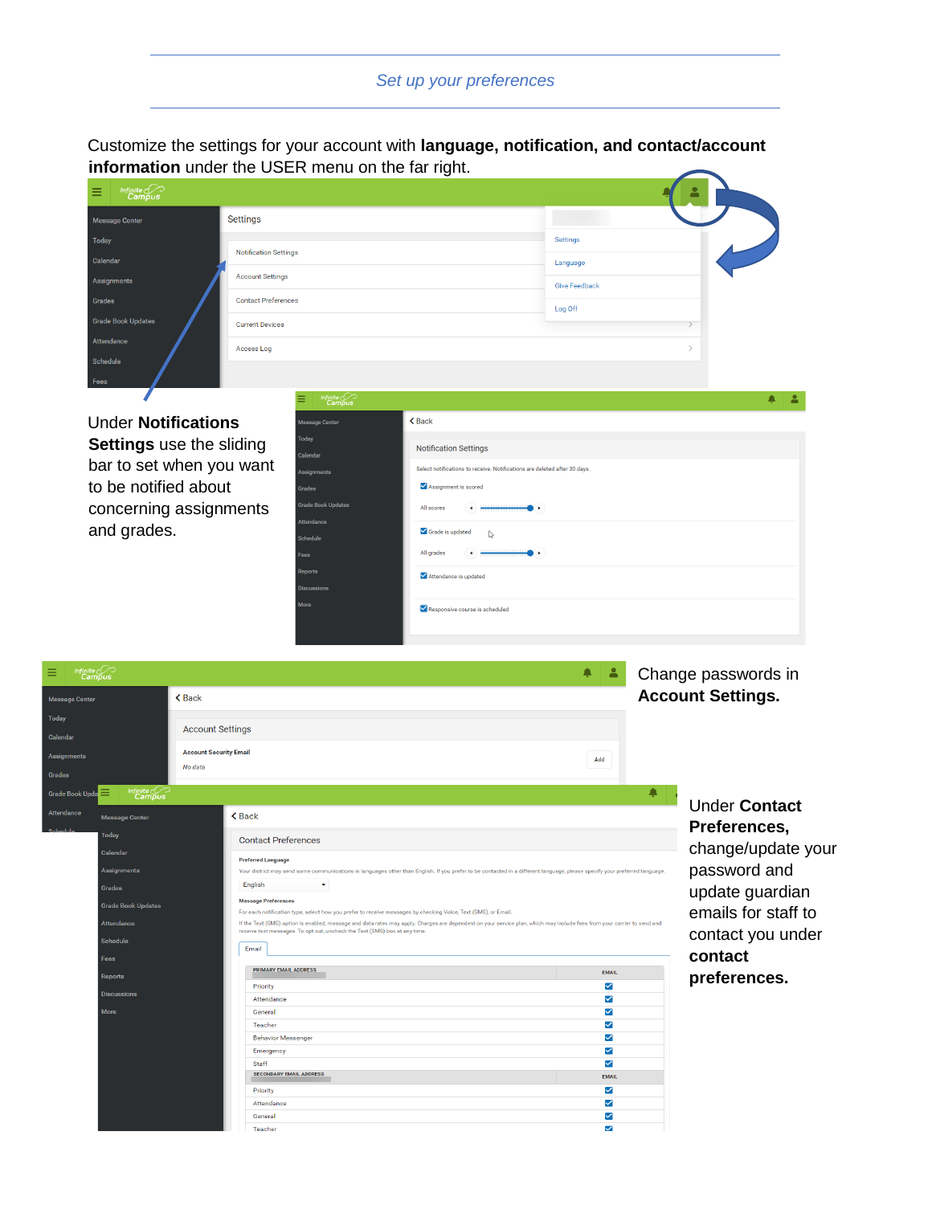## *Set up your preferences*

Customize the settings for your account with **language, notification, and contact/account information** under the USER menu on the far right.

Under **Notifications Settings** use the sliding bar to set when you want to be notified about concerning assignments and grades.

Change passwords in **Account Settings.**

Under **Contact Preferences,** change/update your password and update guardian emails for staff to contact you under **contact preferences.**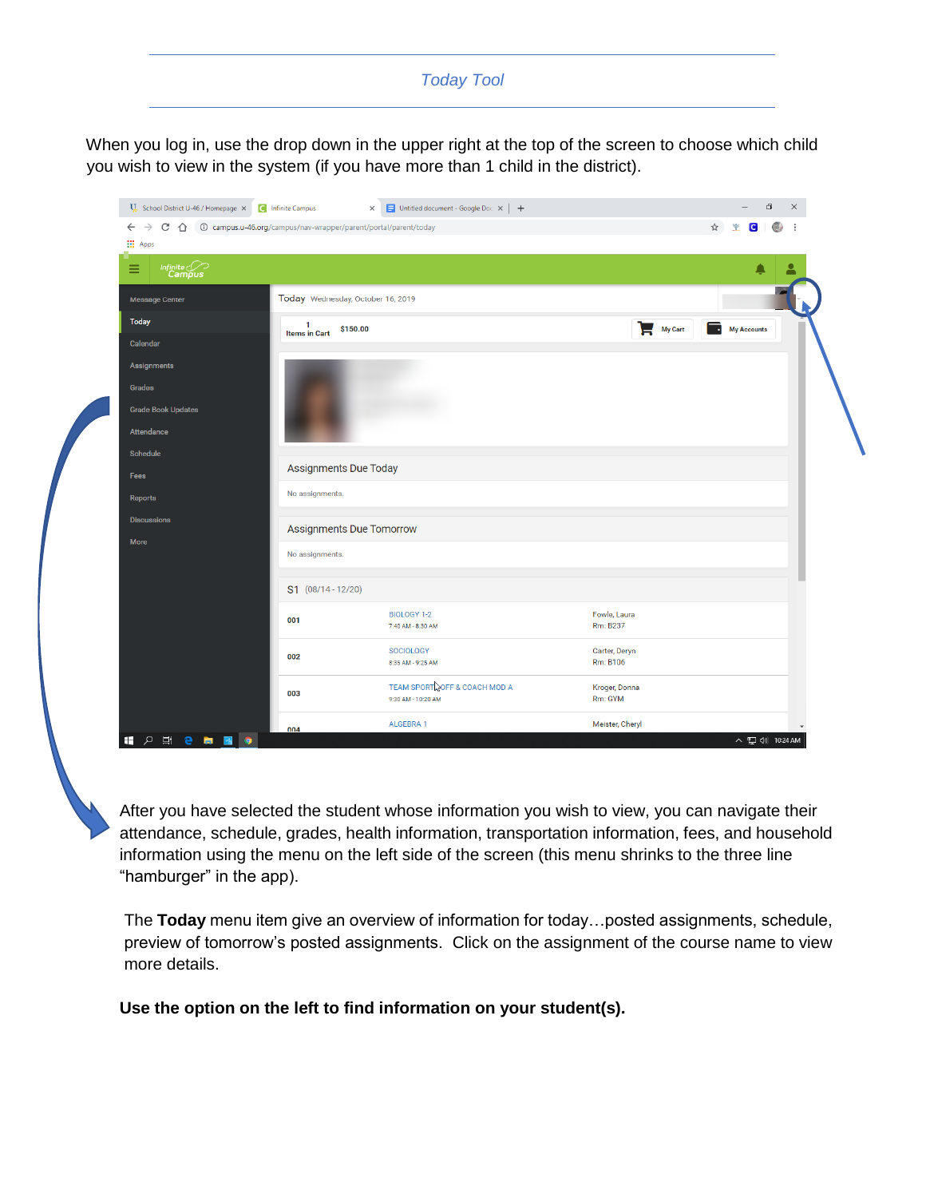*Today Tool*

When you log in, use the drop down in the upper right at the top of the screen to choose which child you wish to view in the system (if you have more than 1 child in the district).

After you have selected the student whose information you wish to view, you can navigate their attendance, schedule, grades, health information, transportation information, fees, and household information using the menu on the left side of the screen (this menu shrinks to the three line "hamburger" in the app).

The **Today** menu item give an overview of information for today…posted assignments, schedule, preview of tomorrow's posted assignments. Click on the assignment of the course name to view more details.

**Use the option on the left to find information on your student(s).**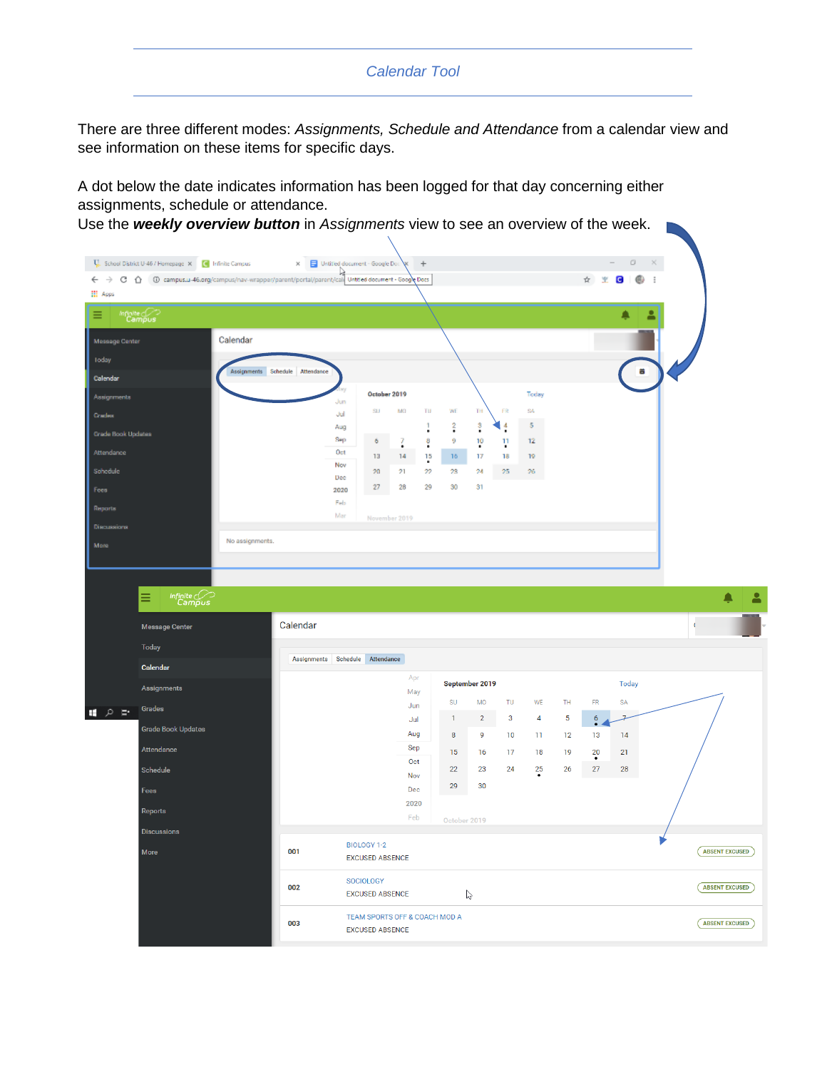# Calendar Tool

There are three different modes: *Assignments, Schedule and Attendance* from a calendar view and see information on these items for specific days.

A dot below the date indicates information has been logged for that day concerning either assignments, schedule or attendance.

Use the ***weekly overview button*** in *Assignments* view to see an overview of the week.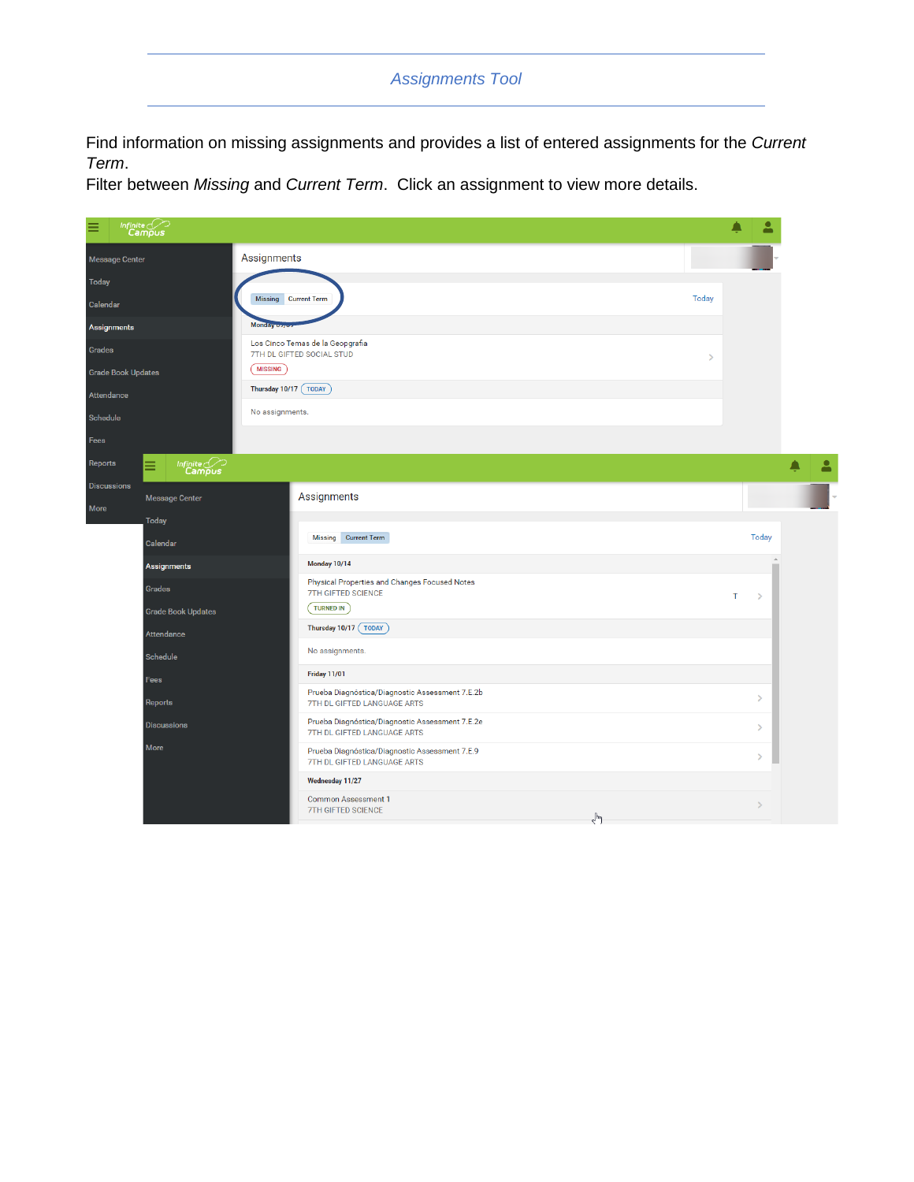*Assignments Tool*

Find information on missing assignments and provides a list of entered assignments for the *Current Term*.
Filter between *Missing* and *Current Term*. Click an assignment to view more details.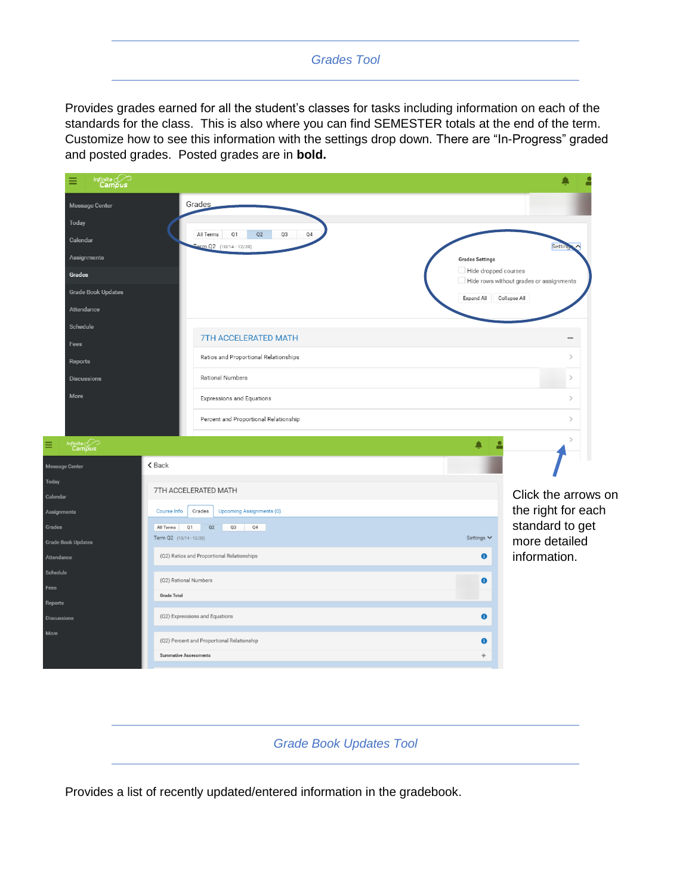## Grades Tool

Provides grades earned for all the student's classes for tasks including information on each of the standards for the class. This is also where you can find SEMESTER totals at the end of the term. Customize how to see this information with the settings drop down. There are "In-Progress" graded and posted grades. Posted grades are in **bold.**

Click the arrows on the right for each standard to get more detailed information.

## Grade Book Updates Tool

Provides a list of recently updated/entered information in the gradebook.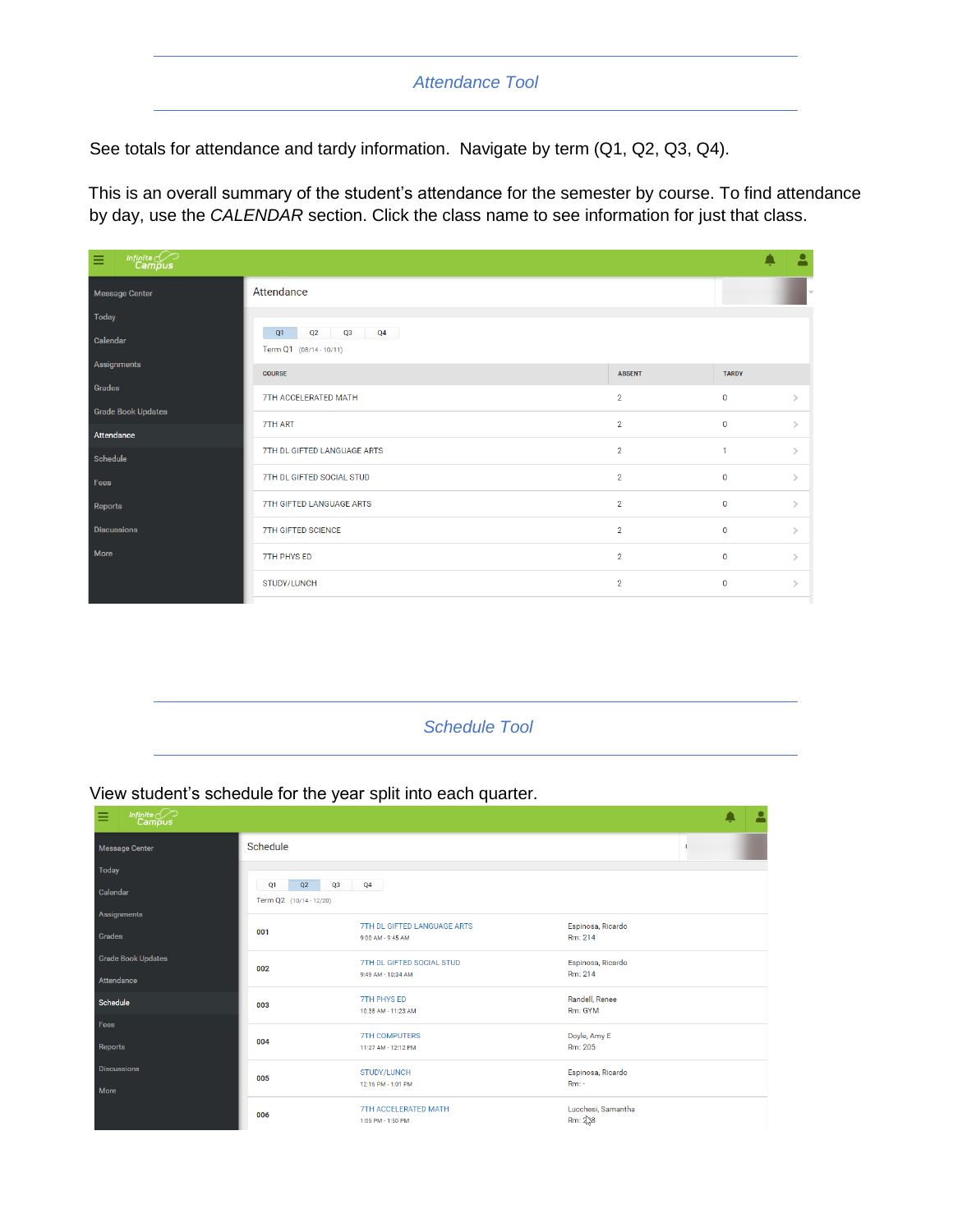## *Attendance Tool*

See totals for attendance and tardy information. Navigate by term (Q1, Q2, Q3, Q4).

This is an overall summary of the student's attendance for the semester by course. To find attendance by day, use the *CALENDAR* section. Click the class name to see information for just that class.

Infinite Campus

- Message Center
- Today
- Calendar
- Assignments
- Grades
- Grade Book Updates
- Attendance
- Schedule
- Fees
- Reports
- Discussions
- More

Attendance

Q1 Q2 Q3 Q4

Term Q1 (08/14 - 10/11)

| COURSE | ABSENT | TARDY |
|---|---|---|
| 7TH ACCELERATED MATH | 2 | 0 |
| 7TH ART | 2 | 0 |
| 7TH DL GIFTED LANGUAGE ARTS | 2 | 1 |
| 7TH DL GIFTED SOCIAL STUD | 2 | 0 |
| 7TH GIFTED LANGUAGE ARTS | 2 | 0 |
| 7TH GIFTED SCIENCE | 2 | 0 |
| 7TH PHYS ED | 2 | 0 |
| STUDY/LUNCH | 2 | 0 |

## *Schedule Tool*

View student's schedule for the year split into each quarter.

Infinite Campus

- Message Center
- Today
- Calendar
- Assignments
- Grades
- Grade Book Updates
- Attendance
- Schedule
- Fees
- Reports
- Discussions
- More

Schedule

Q1 Q2 Q3 Q4

Term Q2 (10/14 - 12/20)

| Period | Course | Teacher / Room |
|---|---|---|
| 001 | 7TH DL GIFTED LANGUAGE ARTS<br>9:00 AM - 9:45 AM | Espinosa, Ricardo<br>Rm: 214 |
| 002 | 7TH DL GIFTED SOCIAL STUD<br>9:49 AM - 10:34 AM | Espinosa, Ricardo<br>Rm: 214 |
| 003 | 7TH PHYS ED<br>10:38 AM - 11:23 AM | Randell, Renee<br>Rm: GYM |
| 004 | 7TH COMPUTERS<br>11:27 AM - 12:12 PM | Doyle, Amy E<br>Rm: 205 |
| 005 | STUDY/LUNCH<br>12:16 PM - 1:01 PM | Espinosa, Ricardo<br>Rm: - |
| 006 | 7TH ACCELERATED MATH<br>1:05 PM - 1:50 PM | Lucchesi, Samantha<br>Rm: 208 |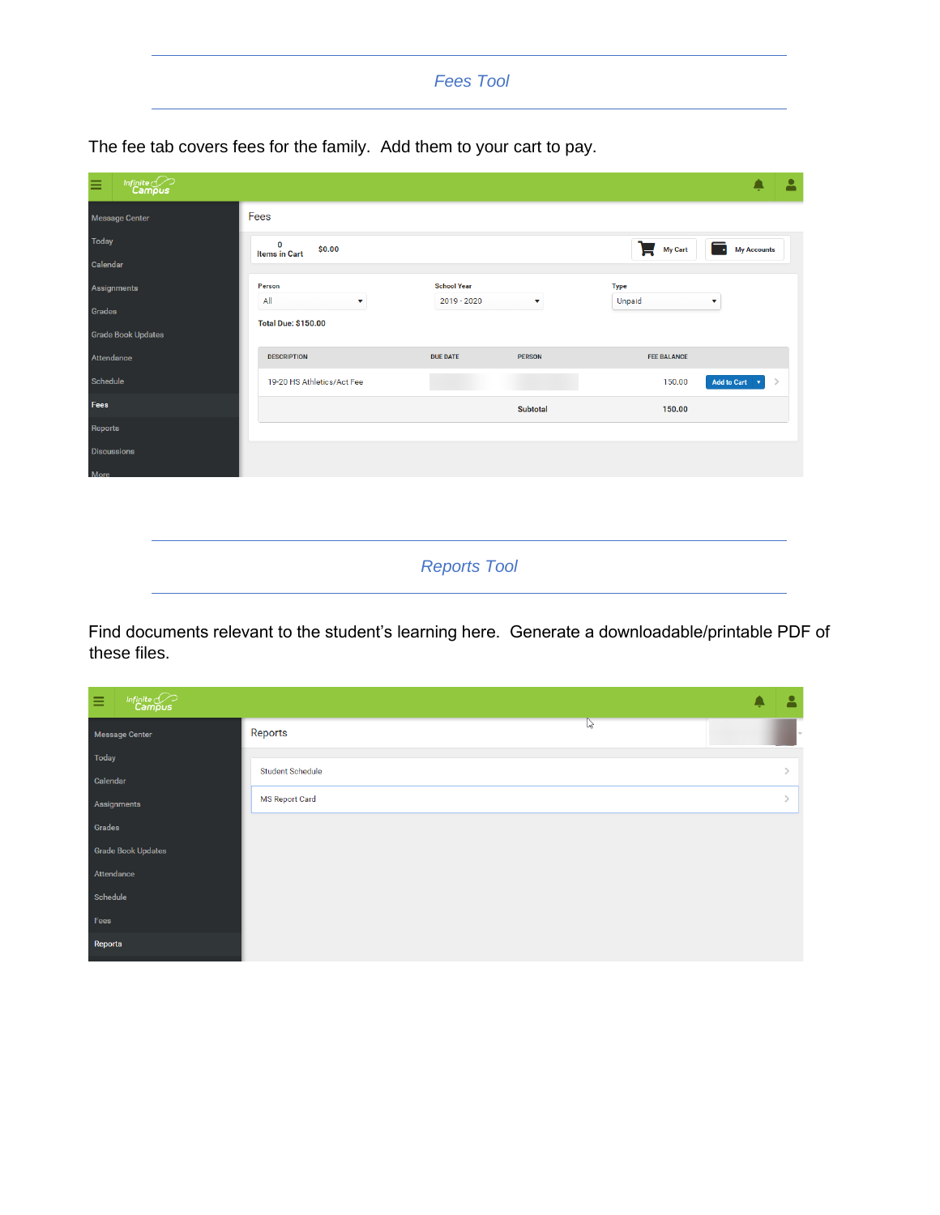## *Fees Tool*

The fee tab covers fees for the family. Add them to your cart to pay.

## *Reports Tool*

Find documents relevant to the student's learning here. Generate a downloadable/printable PDF of these files.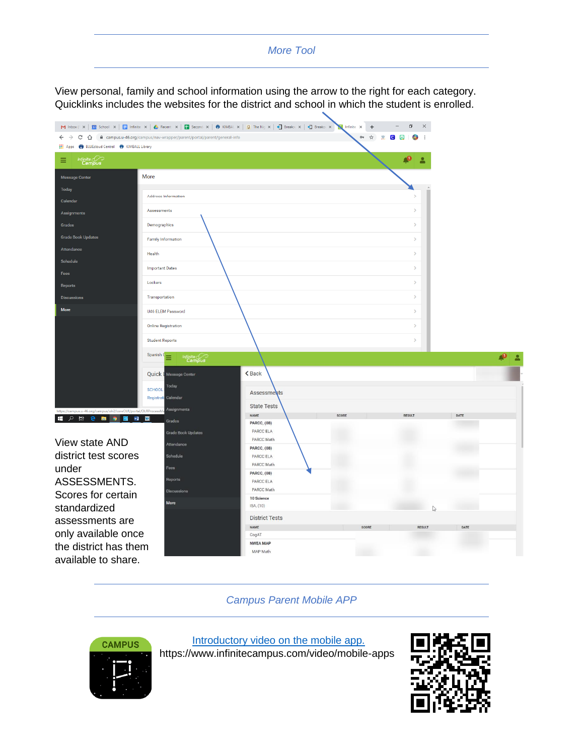## More Tool

View personal, family and school information using the arrow to the right for each category. Quicklinks includes the websites for the district and school in which the student is enrolled.

View state AND district test scores under ASSESSMENTS. Scores for certain standardized assessments are only available once the district has them available to share.

## Campus Parent Mobile APP

[Introductory video on the mobile app.](https://www.infinitecampus.com/video/mobile-apps)
https://www.infinitecampus.com/video/mobile-apps